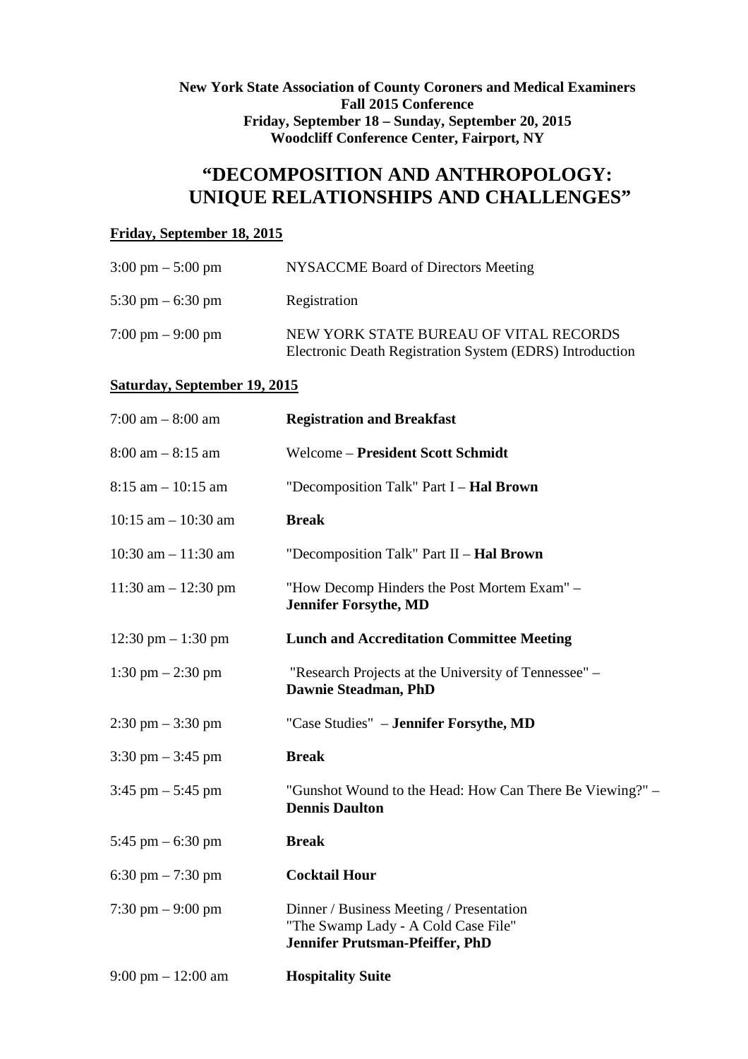**New York State Association of County Coroners and Medical Examiners**
**Fall 2015 Conference**
**Friday, September 18 – Sunday, September 20, 2015**
**Woodcliff Conference Center, Fairport, NY**

# "DECOMPOSITION AND ANTHROPOLOGY: UNIQUE RELATIONSHIPS AND CHALLENGES"

## Friday, September 18, 2015

| | |
|---|---|
| 3:00 pm – 5:00 pm | NYSACCME Board of Directors Meeting |
| 5:30 pm – 6:30 pm | Registration |
| 7:00 pm – 9:00 pm | NEW YORK STATE BUREAU OF VITAL RECORDS<br>Electronic Death Registration System (EDRS) Introduction |

## Saturday, September 19, 2015

| | |
|---|---|
| 7:00 am – 8:00 am | **Registration and Breakfast** |
| 8:00 am – 8:15 am | Welcome – **President Scott Schmidt** |
| 8:15 am – 10:15 am | "Decomposition Talk" Part I – **Hal Brown** |
| 10:15 am – 10:30 am | **Break** |
| 10:30 am – 11:30 am | "Decomposition Talk" Part II – **Hal Brown** |
| 11:30 am – 12:30 pm | "How Decomp Hinders the Post Mortem Exam" – **Jennifer Forsythe, MD** |
| 12:30 pm – 1:30 pm | **Lunch and Accreditation Committee Meeting** |
| 1:30 pm – 2:30 pm | "Research Projects at the University of Tennessee" – **Dawnie Steadman, PhD** |
| 2:30 pm – 3:30 pm | "Case Studies" – **Jennifer Forsythe, MD** |
| 3:30 pm – 3:45 pm | **Break** |
| 3:45 pm – 5:45 pm | "Gunshot Wound to the Head: How Can There Be Viewing?" – **Dennis Daulton** |
| 5:45 pm – 6:30 pm | **Break** |
| 6:30 pm – 7:30 pm | **Cocktail Hour** |
| 7:30 pm – 9:00 pm | Dinner / Business Meeting / Presentation<br>"The Swamp Lady - A Cold Case File"<br>**Jennifer Prutsman-Pfeiffer, PhD** |
| 9:00 pm – 12:00 am | **Hospitality Suite** |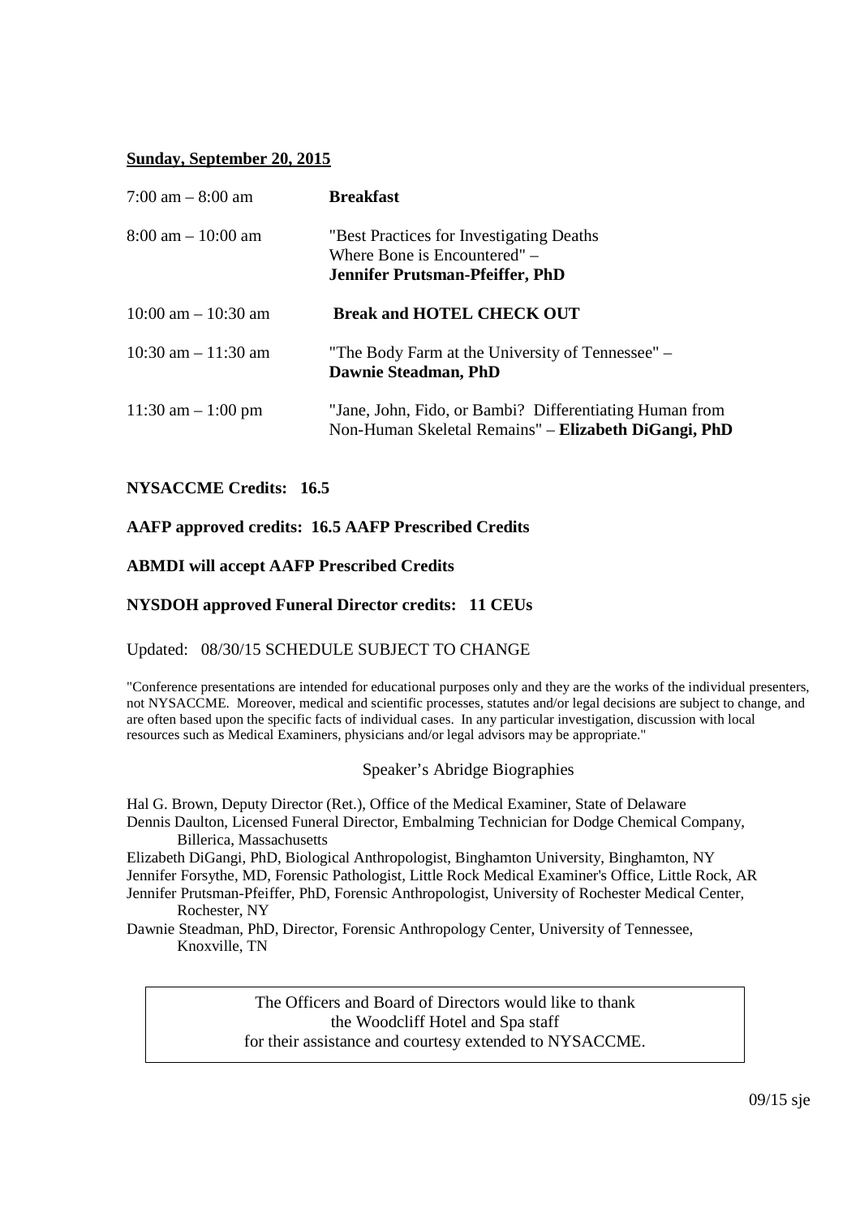**Sunday, September 20, 2015**

| | |
|---|---|
| 7:00 am – 8:00 am | **Breakfast** |
| 8:00 am – 10:00 am | "Best Practices for Investigating Deaths Where Bone is Encountered" – **Jennifer Prutsman-Pfeiffer, PhD** |
| 10:00 am – 10:30 am | **Break and HOTEL CHECK OUT** |
| 10:30 am – 11:30 am | "The Body Farm at the University of Tennessee" – **Dawnie Steadman, PhD** |
| 11:30 am – 1:00 pm | "Jane, John, Fido, or Bambi? Differentiating Human from Non-Human Skeletal Remains" – **Elizabeth DiGangi, PhD** |

**NYSACCME Credits: 16.5**

**AAFP approved credits: 16.5 AAFP Prescribed Credits**

**ABMDI will accept AAFP Prescribed Credits**

**NYSDOH approved Funeral Director credits: 11 CEUs**

Updated: 08/30/15 SCHEDULE SUBJECT TO CHANGE

"Conference presentations are intended for educational purposes only and they are the works of the individual presenters, not NYSACCME. Moreover, medical and scientific processes, statutes and/or legal decisions are subject to change, and are often based upon the specific facts of individual cases. In any particular investigation, discussion with local resources such as Medical Examiners, physicians and/or legal advisors may be appropriate."

Speaker's Abridge Biographies

Hal G. Brown, Deputy Director (Ret.), Office of the Medical Examiner, State of Delaware
Dennis Daulton, Licensed Funeral Director, Embalming Technician for Dodge Chemical Company, Billerica, Massachusetts
Elizabeth DiGangi, PhD, Biological Anthropologist, Binghamton University, Binghamton, NY
Jennifer Forsythe, MD, Forensic Pathologist, Little Rock Medical Examiner's Office, Little Rock, AR
Jennifer Prutsman-Pfeiffer, PhD, Forensic Anthropologist, University of Rochester Medical Center, Rochester, NY
Dawnie Steadman, PhD, Director, Forensic Anthropology Center, University of Tennessee, Knoxville, TN

The Officers and Board of Directors would like to thank the Woodcliff Hotel and Spa staff for their assistance and courtesy extended to NYSACCME.

09/15 sje